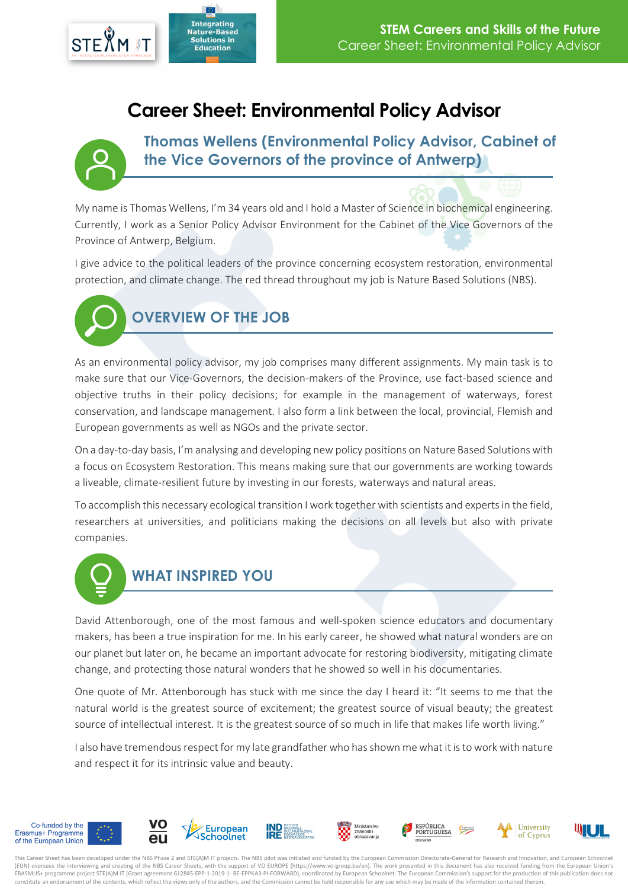# Career Sheet: Environmental Policy Advisor

## Thomas Wellens (Environmental Policy Advisor, Cabinet of the Vice Governors of the province of Antwerp)

My name is Thomas Wellens, I'm 34 years old and I hold a Master of Science in biochemical engineering. Currently, I work as a Senior Policy Advisor Environment for the Cabinet of the Vice Governors of the Province of Antwerp, Belgium.

I give advice to the political leaders of the province concerning ecosystem restoration, environmental protection, and climate change. The red thread throughout my job is Nature Based Solutions (NBS).

## OVERVIEW OF THE JOB

As an environmental policy advisor, my job comprises many different assignments. My main task is to make sure that our Vice-Governors, the decision-makers of the Province, use fact-based science and objective truths in their policy decisions; for example in the management of waterways, forest conservation, and landscape management. I also form a link between the local, provincial, Flemish and European governments as well as NGOs and the private sector.

On a day-to-day basis, I'm analysing and developing new policy positions on Nature Based Solutions with a focus on Ecosystem Restoration. This means making sure that our governments are working towards a liveable, climate-resilient future by investing in our forests, waterways and natural areas.

To accomplish this necessary ecological transition I work together with scientists and experts in the field, researchers at universities, and politicians making the decisions on all levels but also with private companies.

## WHAT INSPIRED YOU

David Attenborough, one of the most famous and well-spoken science educators and documentary makers, has been a true inspiration for me. In his early career, he showed what natural wonders are on our planet but later on, he became an important advocate for restoring biodiversity, mitigating climate change, and protecting those natural wonders that he showed so well in his documentaries.

One quote of Mr. Attenborough has stuck with me since the day I heard it: "It seems to me that the natural world is the greatest source of excitement; the greatest source of visual beauty; the greatest source of intellectual interest. It is the greatest source of so much in life that makes life worth living."

I also have tremendous respect for my late grandfather who has shown me what it is to work with nature and respect it for its intrinsic value and beauty.

This Career Sheet has been developed under the NBS Phase 2 and STE(A)M IT projects. The NBS pilot was initiated and funded by the European Commission Directorate-General for Research and Innovation, and European Schoolnet (EUN) oversees the interviewing and creating of the NBS Career Sheets, with the support of VO EUROPE (https://www.vo-group.be/en). The work presented in this document has also received funding from the European Union's ERASMUS+ programme project STE(A)M IT (Grant agreement 612845-EPP-1-2019-1- BE-EPPKA3-PI-FORWARD), coordinated by European Schoolnet. The European Commission's support for the production of this publication does not constitute an endorsement of the contents, which reflect the views only of the authors, and the Commission cannot be held responsible for any use which may be made of the information contained therein.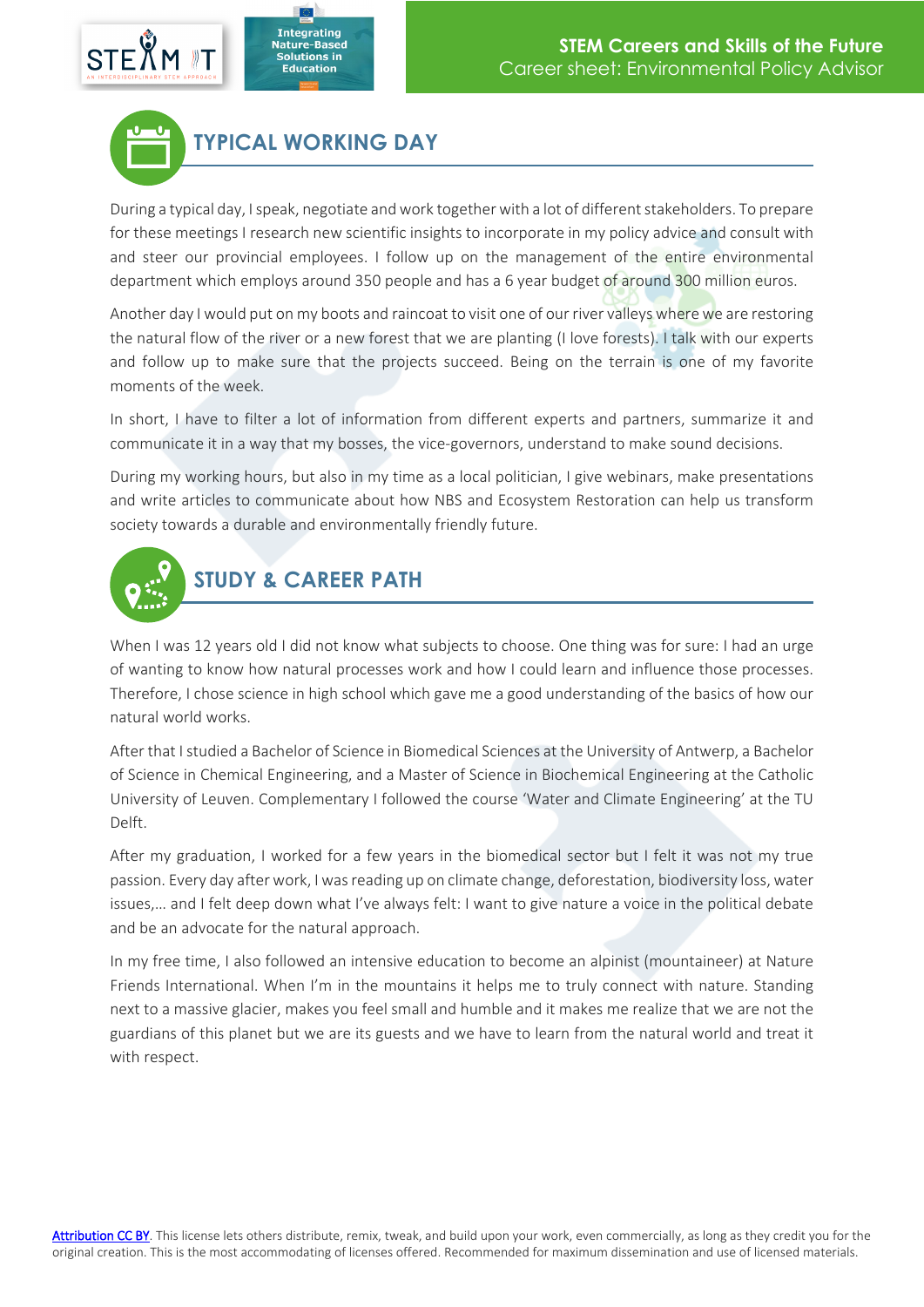## TYPICAL WORKING DAY

During a typical day, I speak, negotiate and work together with a lot of different stakeholders. To prepare for these meetings I research new scientific insights to incorporate in my policy advice and consult with and steer our provincial employees. I follow up on the management of the entire environmental department which employs around 350 people and has a 6 year budget of around 300 million euros.

Another day I would put on my boots and raincoat to visit one of our river valleys where we are restoring the natural flow of the river or a new forest that we are planting (I love forests). I talk with our experts and follow up to make sure that the projects succeed. Being on the terrain is one of my favorite moments of the week.

In short, I have to filter a lot of information from different experts and partners, summarize it and communicate it in a way that my bosses, the vice-governors, understand to make sound decisions.

During my working hours, but also in my time as a local politician, I give webinars, make presentations and write articles to communicate about how NBS and Ecosystem Restoration can help us transform society towards a durable and environmentally friendly future.

## STUDY & CAREER PATH

When I was 12 years old I did not know what subjects to choose. One thing was for sure: I had an urge of wanting to know how natural processes work and how I could learn and influence those processes. Therefore, I chose science in high school which gave me a good understanding of the basics of how our natural world works.

After that I studied a Bachelor of Science in Biomedical Sciences at the University of Antwerp, a Bachelor of Science in Chemical Engineering, and a Master of Science in Biochemical Engineering at the Catholic University of Leuven. Complementary I followed the course 'Water and Climate Engineering' at the TU Delft.

After my graduation, I worked for a few years in the biomedical sector but I felt it was not my true passion. Every day after work, I was reading up on climate change, deforestation, biodiversity loss, water issues,… and I felt deep down what I've always felt: I want to give nature a voice in the political debate and be an advocate for the natural approach.

In my free time, I also followed an intensive education to become an alpinist (mountaineer) at Nature Friends International. When I'm in the mountains it helps me to truly connect with nature. Standing next to a massive glacier, makes you feel small and humble and it makes me realize that we are not the guardians of this planet but we are its guests and we have to learn from the natural world and treat it with respect.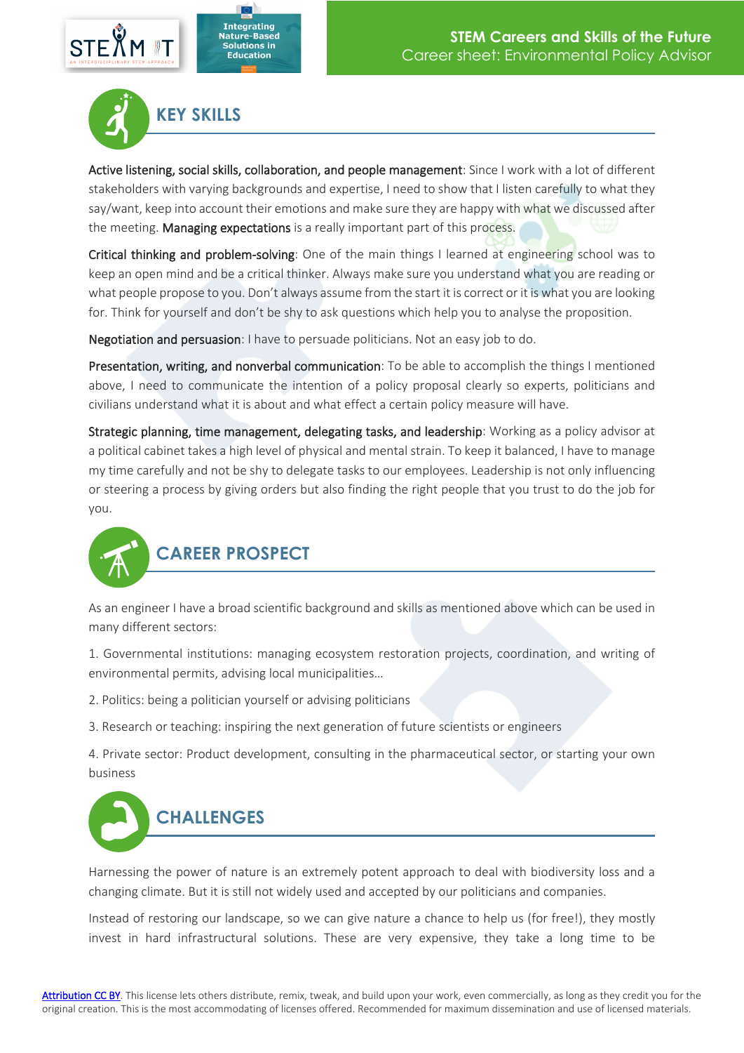## KEY SKILLS

**Active listening, social skills, collaboration, and people management**: Since I work with a lot of different stakeholders with varying backgrounds and expertise, I need to show that I listen carefully to what they say/want, keep into account their emotions and make sure they are happy with what we discussed after the meeting. **Managing expectations** is a really important part of this process.

**Critical thinking and problem-solving**: One of the main things I learned at engineering school was to keep an open mind and be a critical thinker. Always make sure you understand what you are reading or what people propose to you. Don't always assume from the start it is correct or it is what you are looking for. Think for yourself and don't be shy to ask questions which help you to analyse the proposition.

**Negotiation and persuasion**: I have to persuade politicians. Not an easy job to do.

**Presentation, writing, and nonverbal communication**: To be able to accomplish the things I mentioned above, I need to communicate the intention of a policy proposal clearly so experts, politicians and civilians understand what it is about and what effect a certain policy measure will have.

**Strategic planning, time management, delegating tasks, and leadership**: Working as a policy advisor at a political cabinet takes a high level of physical and mental strain. To keep it balanced, I have to manage my time carefully and not be shy to delegate tasks to our employees. Leadership is not only influencing or steering a process by giving orders but also finding the right people that you trust to do the job for you.

## CAREER PROSPECT

As an engineer I have a broad scientific background and skills as mentioned above which can be used in many different sectors:

1. Governmental institutions: managing ecosystem restoration projects, coordination, and writing of environmental permits, advising local municipalities…
2. Politics: being a politician yourself or advising politicians
3. Research or teaching: inspiring the next generation of future scientists or engineers
4. Private sector: Product development, consulting in the pharmaceutical sector, or starting your own business

## CHALLENGES

Harnessing the power of nature is an extremely potent approach to deal with biodiversity loss and a changing climate. But it is still not widely used and accepted by our politicians and companies.

Instead of restoring our landscape, so we can give nature a chance to help us (for free!), they mostly invest in hard infrastructural solutions. These are very expensive, they take a long time to be

Attribution CC BY. This license lets others distribute, remix, tweak, and build upon your work, even commercially, as long as they credit you for the original creation. This is the most accommodating of licenses offered. Recommended for maximum dissemination and use of licensed materials.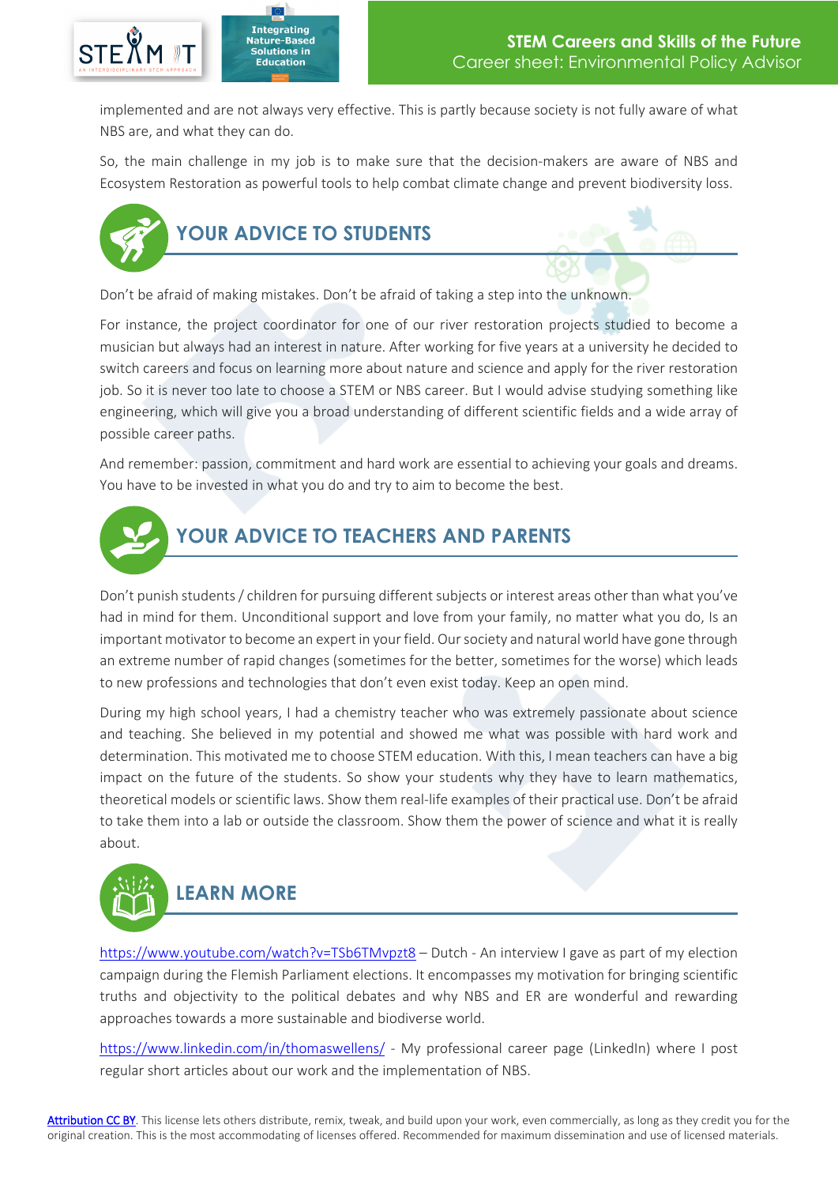implemented and are not always very effective. This is partly because society is not fully aware of what NBS are, and what they can do.

So, the main challenge in my job is to make sure that the decision-makers are aware of NBS and Ecosystem Restoration as powerful tools to help combat climate change and prevent biodiversity loss.

## YOUR ADVICE TO STUDENTS

Don't be afraid of making mistakes. Don't be afraid of taking a step into the unknown.

For instance, the project coordinator for one of our river restoration projects studied to become a musician but always had an interest in nature. After working for five years at a university he decided to switch careers and focus on learning more about nature and science and apply for the river restoration job. So it is never too late to choose a STEM or NBS career. But I would advise studying something like engineering, which will give you a broad understanding of different scientific fields and a wide array of possible career paths.

And remember: passion, commitment and hard work are essential to achieving your goals and dreams. You have to be invested in what you do and try to aim to become the best.

## YOUR ADVICE TO TEACHERS AND PARENTS

Don't punish students / children for pursuing different subjects or interest areas other than what you've had in mind for them. Unconditional support and love from your family, no matter what you do, Is an important motivator to become an expert in your field. Our society and natural world have gone through an extreme number of rapid changes (sometimes for the better, sometimes for the worse) which leads to new professions and technologies that don't even exist today. Keep an open mind.

During my high school years, I had a chemistry teacher who was extremely passionate about science and teaching. She believed in my potential and showed me what was possible with hard work and determination. This motivated me to choose STEM education. With this, I mean teachers can have a big impact on the future of the students. So show your students why they have to learn mathematics, theoretical models or scientific laws. Show them real-life examples of their practical use. Don't be afraid to take them into a lab or outside the classroom. Show them the power of science and what it is really about.

## LEARN MORE

https://www.youtube.com/watch?v=TSb6TMvpzt8 – Dutch - An interview I gave as part of my election campaign during the Flemish Parliament elections. It encompasses my motivation for bringing scientific truths and objectivity to the political debates and why NBS and ER are wonderful and rewarding approaches towards a more sustainable and biodiverse world.

https://www.linkedin.com/in/thomaswellens/ - My professional career page (LinkedIn) where I post regular short articles about our work and the implementation of NBS.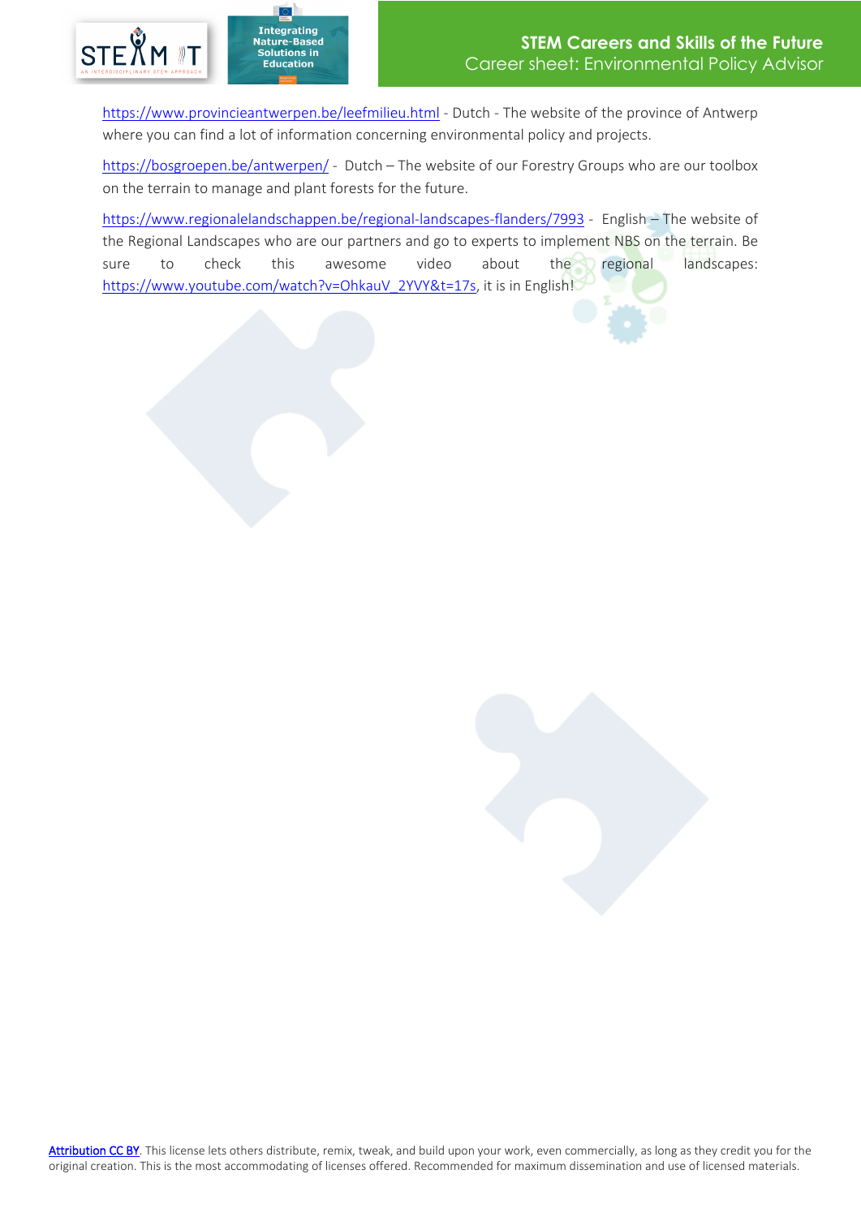https://www.provincieantwerpen.be/leefmilieu.html - Dutch - The website of the province of Antwerp where you can find a lot of information concerning environmental policy and projects.

https://bosgroepen.be/antwerpen/ - Dutch – The website of our Forestry Groups who are our toolbox on the terrain to manage and plant forests for the future.

https://www.regionalelandschappen.be/regional-landscapes-flanders/7993 - English – The website of the Regional Landscapes who are our partners and go to experts to implement NBS on the terrain. Be sure to check this awesome video about the regional landscapes: https://www.youtube.com/watch?v=OhkauV_2YVY&t=17s, it is in English!

Attribution CC BY. This license lets others distribute, remix, tweak, and build upon your work, even commercially, as long as they credit you for the original creation. This is the most accommodating of licenses offered. Recommended for maximum dissemination and use of licensed materials.